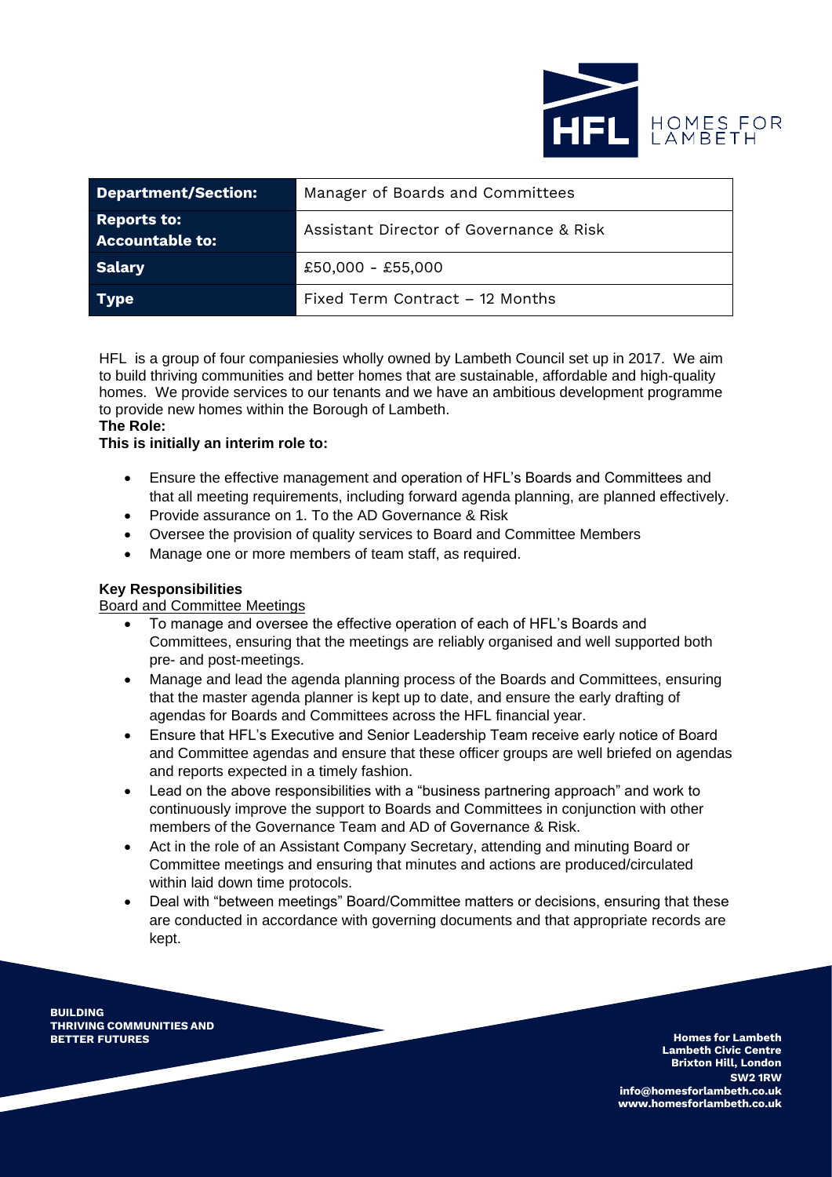| Department/Section: | Manager of Boards and Committees |
|---|---|
| Reports to: Accountable to: | Assistant Director of Governance & Risk |
| Salary | £50,000 - £55,000 |
| Type | Fixed Term Contract – 12 Months |

HFL is a group of four companiesies wholly owned by Lambeth Council set up in 2017. We aim to build thriving communities and better homes that are sustainable, affordable and high-quality homes. We provide services to our tenants and we have an ambitious development programme to provide new homes within the Borough of Lambeth.

**The Role:**

**This is initially an interim role to:**

- Ensure the effective management and operation of HFL's Boards and Committees and that all meeting requirements, including forward agenda planning, are planned effectively.
- Provide assurance on 1. To the AD Governance & Risk
- Oversee the provision of quality services to Board and Committee Members
- Manage one or more members of team staff, as required.

**Key Responsibilities**

Board and Committee Meetings

- To manage and oversee the effective operation of each of HFL's Boards and Committees, ensuring that the meetings are reliably organised and well supported both pre- and post-meetings.
- Manage and lead the agenda planning process of the Boards and Committees, ensuring that the master agenda planner is kept up to date, and ensure the early drafting of agendas for Boards and Committees across the HFL financial year.
- Ensure that HFL's Executive and Senior Leadership Team receive early notice of Board and Committee agendas and ensure that these officer groups are well briefed on agendas and reports expected in a timely fashion.
- Lead on the above responsibilities with a "business partnering approach" and work to continuously improve the support to Boards and Committees in conjunction with other members of the Governance Team and AD of Governance & Risk.
- Act in the role of an Assistant Company Secretary, attending and minuting Board or Committee meetings and ensuring that minutes and actions are produced/circulated within laid down time protocols.
- Deal with "between meetings" Board/Committee matters or decisions, ensuring that these are conducted in accordance with governing documents and that appropriate records are kept.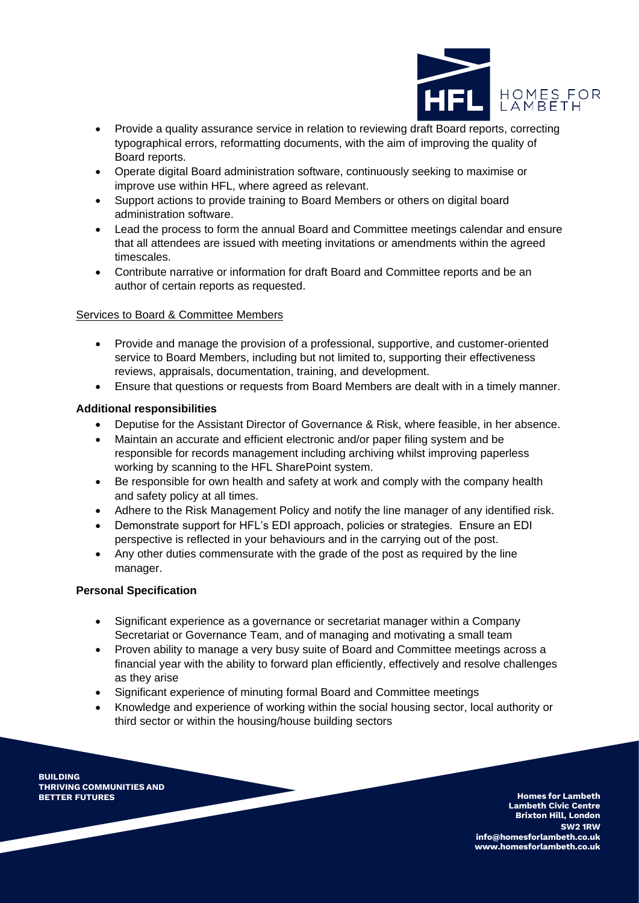- Provide a quality assurance service in relation to reviewing draft Board reports, correcting typographical errors, reformatting documents, with the aim of improving the quality of Board reports.
- Operate digital Board administration software, continuously seeking to maximise or improve use within HFL, where agreed as relevant.
- Support actions to provide training to Board Members or others on digital board administration software.
- Lead the process to form the annual Board and Committee meetings calendar and ensure that all attendees are issued with meeting invitations or amendments within the agreed timescales.
- Contribute narrative or information for draft Board and Committee reports and be an author of certain reports as requested.

<u>Services to Board & Committee Members</u>

- Provide and manage the provision of a professional, supportive, and customer-oriented service to Board Members, including but not limited to, supporting their effectiveness reviews, appraisals, documentation, training, and development.
- Ensure that questions or requests from Board Members are dealt with in a timely manner.

**Additional responsibilities**

- Deputise for the Assistant Director of Governance & Risk, where feasible, in her absence.
- Maintain an accurate and efficient electronic and/or paper filing system and be responsible for records management including archiving whilst improving paperless working by scanning to the HFL SharePoint system.
- Be responsible for own health and safety at work and comply with the company health and safety policy at all times.
- Adhere to the Risk Management Policy and notify the line manager of any identified risk.
- Demonstrate support for HFL's EDI approach, policies or strategies. Ensure an EDI perspective is reflected in your behaviours and in the carrying out of the post.
- Any other duties commensurate with the grade of the post as required by the line manager.

**Personal Specification**

- Significant experience as a governance or secretariat manager within a Company Secretariat or Governance Team, and of managing and motivating a small team
- Proven ability to manage a very busy suite of Board and Committee meetings across a financial year with the ability to forward plan efficiently, effectively and resolve challenges as they arise
- Significant experience of minuting formal Board and Committee meetings
- Knowledge and experience of working within the social housing sector, local authority or third sector or within the housing/house building sectors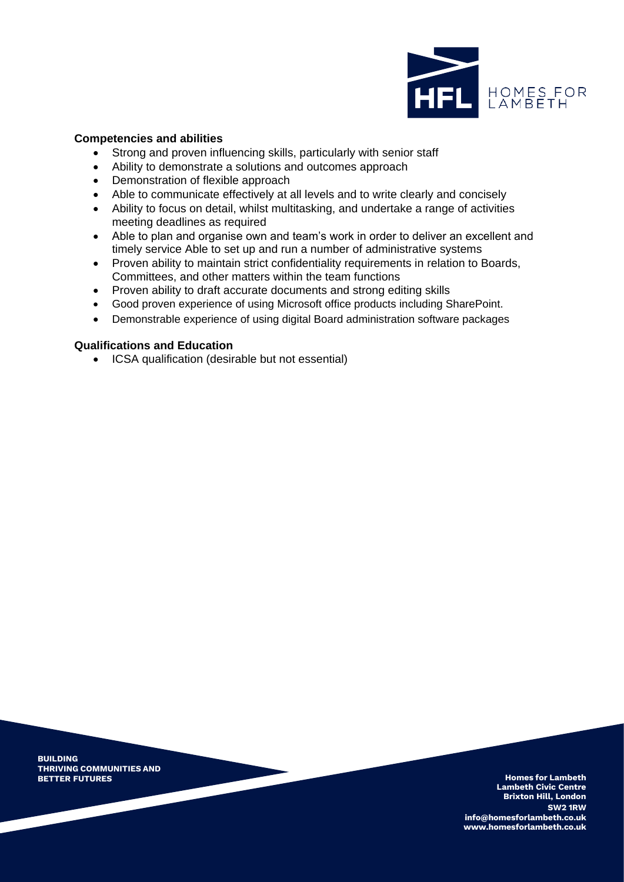**Competencies and abilities**

- Strong and proven influencing skills, particularly with senior staff
- Ability to demonstrate a solutions and outcomes approach
- Demonstration of flexible approach
- Able to communicate effectively at all levels and to write clearly and concisely
- Ability to focus on detail, whilst multitasking, and undertake a range of activities meeting deadlines as required
- Able to plan and organise own and team's work in order to deliver an excellent and timely service Able to set up and run a number of administrative systems
- Proven ability to maintain strict confidentiality requirements in relation to Boards, Committees, and other matters within the team functions
- Proven ability to draft accurate documents and strong editing skills
- Good proven experience of using Microsoft office products including SharePoint.
- Demonstrable experience of using digital Board administration software packages

**Qualifications and Education**

- ICSA qualification (desirable but not essential)